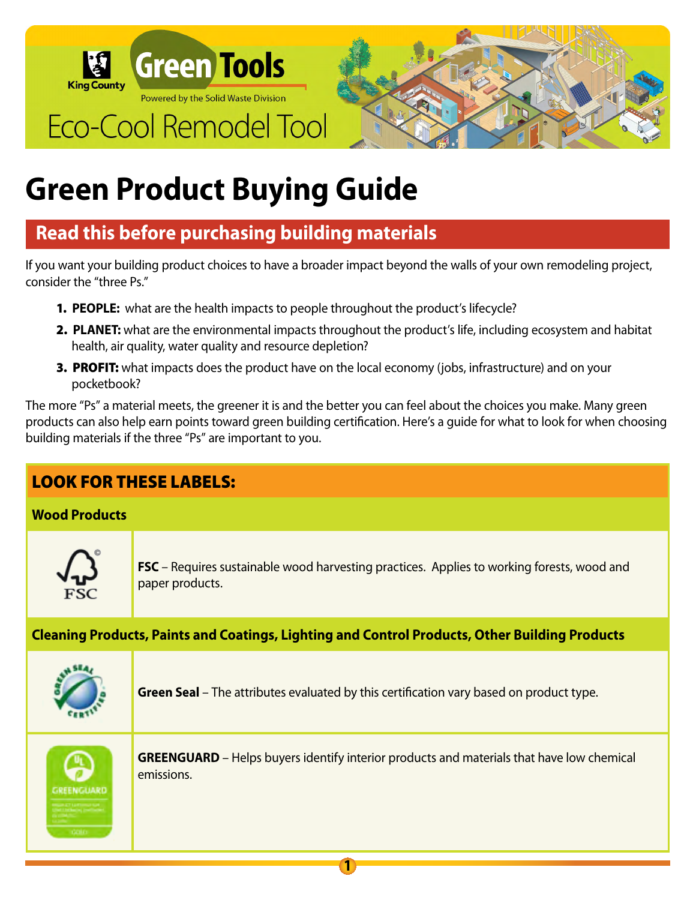King County Green Tools

Powered by the Solid Waste Division

Eco-Cool Remodel Tool

# Green Product Buying Guide

## Read this before purchasing building materials

If you want your building product choices to have a broader impact beyond the walls of your own remodeling project, consider the "three Ps."

1. **PEOPLE:** what are the health impacts to people throughout the product's lifecycle?
2. **PLANET:** what are the environmental impacts throughout the product's life, including ecosystem and habitat health, air quality, water quality and resource depletion?
3. **PROFIT:** what impacts does the product have on the local economy (jobs, infrastructure) and on your pocketbook?

The more "Ps" a material meets, the greener it is and the better you can feel about the choices you make. Many green products can also help earn points toward green building certification. Here's a guide for what to look for when choosing building materials if the three "Ps" are important to you.

## LOOK FOR THESE LABELS:

### Wood Products

**FSC** – Requires sustainable wood harvesting practices. Applies to working forests, wood and paper products.

### Cleaning Products, Paints and Coatings, Lighting and Control Products, Other Building Products

**Green Seal** – The attributes evaluated by this certification vary based on product type.

**GREENGUARD** – Helps buyers identify interior products and materials that have low chemical emissions.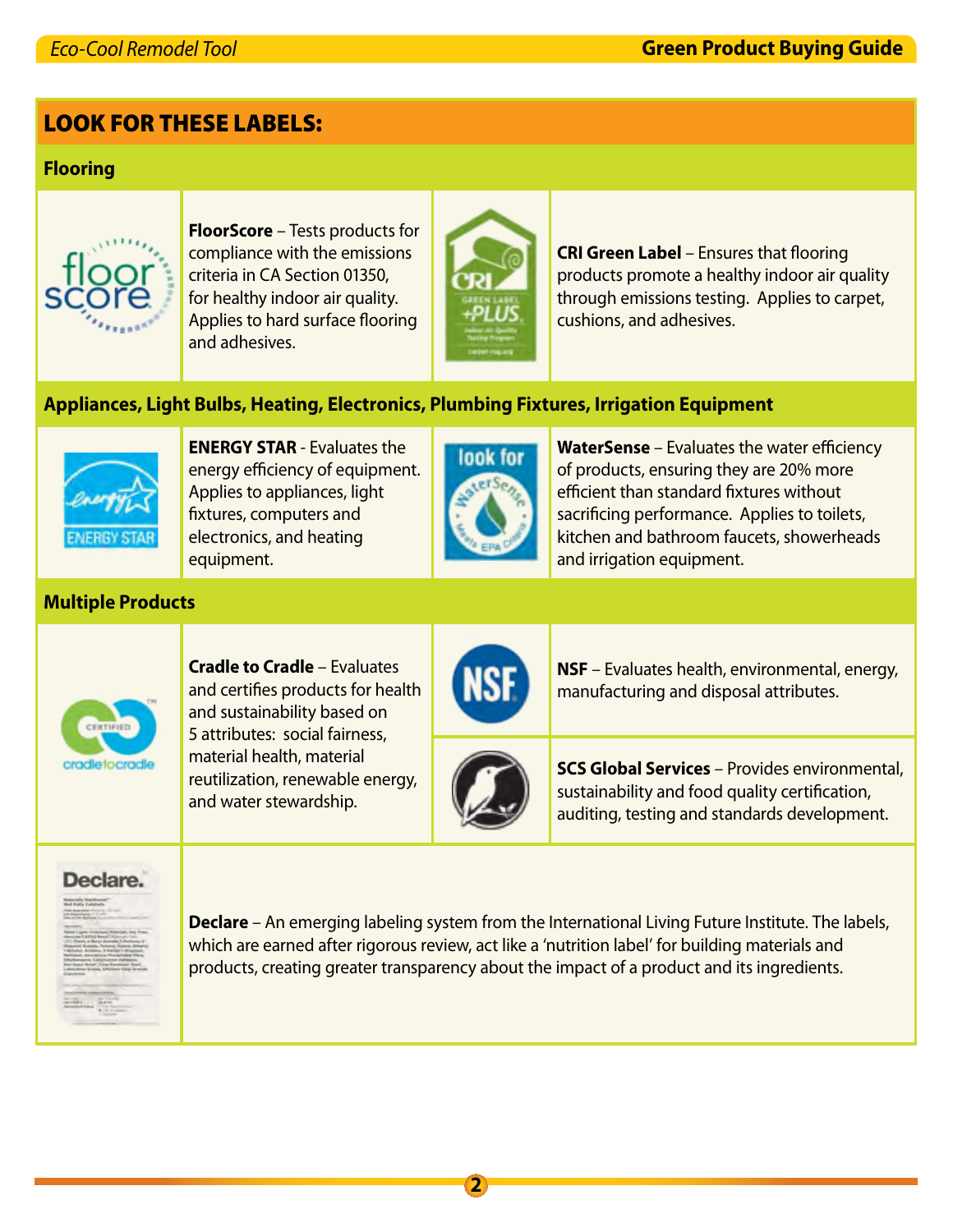## LOOK FOR THESE LABELS:

### Flooring

**FloorScore** – Tests products for compliance with the emissions criteria in CA Section 01350, for healthy indoor air quality. Applies to hard surface flooring and adhesives.

**CRI Green Label** – Ensures that flooring products promote a healthy indoor air quality through emissions testing. Applies to carpet, cushions, and adhesives.

### Appliances, Light Bulbs, Heating, Electronics, Plumbing Fixtures, Irrigation Equipment

**ENERGY STAR** - Evaluates the energy efficiency of equipment. Applies to appliances, light fixtures, computers and electronics, and heating equipment.

**WaterSense** – Evaluates the water efficiency of products, ensuring they are 20% more efficient than standard fixtures without sacrificing performance. Applies to toilets, kitchen and bathroom faucets, showerheads and irrigation equipment.

### Multiple Products

**Cradle to Cradle** – Evaluates and certifies products for health and sustainability based on 5 attributes: social fairness, material health, material reutilization, renewable energy, and water stewardship.

**NSF** – Evaluates health, environmental, energy, manufacturing and disposal attributes.

**SCS Global Services** – Provides environmental, sustainability and food quality certification, auditing, testing and standards development.

**Declare** – An emerging labeling system from the International Living Future Institute. The labels, which are earned after rigorous review, act like a 'nutrition label' for building materials and products, creating greater transparency about the impact of a product and its ingredients.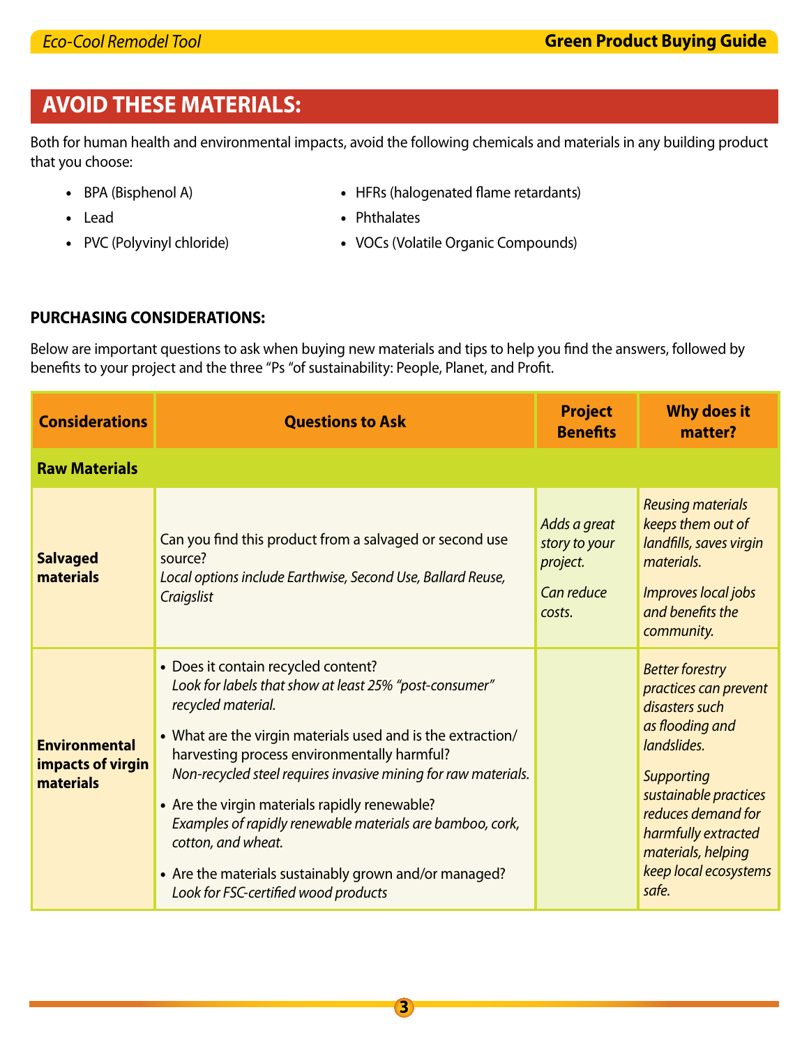## AVOID THESE MATERIALS:

Both for human health and environmental impacts, avoid the following chemicals and materials in any building product that you choose:

- BPA (Bisphenol A)
- Lead
- PVC (Polyvinyl chloride)
- HFRs (halogenated flame retardants)
- Phthalates
- VOCs (Volatile Organic Compounds)

**PURCHASING CONSIDERATIONS:**

Below are important questions to ask when buying new materials and tips to help you find the answers, followed by benefits to your project and the three "Ps "of sustainability: People, Planet, and Profit.

| Considerations | Questions to Ask | Project Benefits | Why does it matter? |
|---|---|---|---|
| **Raw Materials** | | | |
| **Salvaged materials** | Can you find this product from a salvaged or second use source?<br>*Local options include Earthwise, Second Use, Ballard Reuse, Craigslist* | *Adds a great story to your project.*<br><br>*Can reduce costs.* | *Reusing materials keeps them out of landfills, saves virgin materials.*<br><br>*Improves local jobs and benefits the community.* |
| **Environmental impacts of virgin materials** | • Does it contain recycled content?<br>*Look for labels that show at least 25% "post-consumer" recycled material.*<br><br>• What are the virgin materials used and is the extraction/harvesting process environmentally harmful?<br>*Non-recycled steel requires invasive mining for raw materials.*<br><br>• Are the virgin materials rapidly renewable?<br>*Examples of rapidly renewable materials are bamboo, cork, cotton, and wheat.*<br><br>• Are the materials sustainably grown and/or managed?<br>*Look for FSC-certified wood products* | | *Better forestry practices can prevent disasters such as flooding and landslides.*<br><br>*Supporting sustainable practices reduces demand for harmfully extracted materials, helping keep local ecosystems safe.* |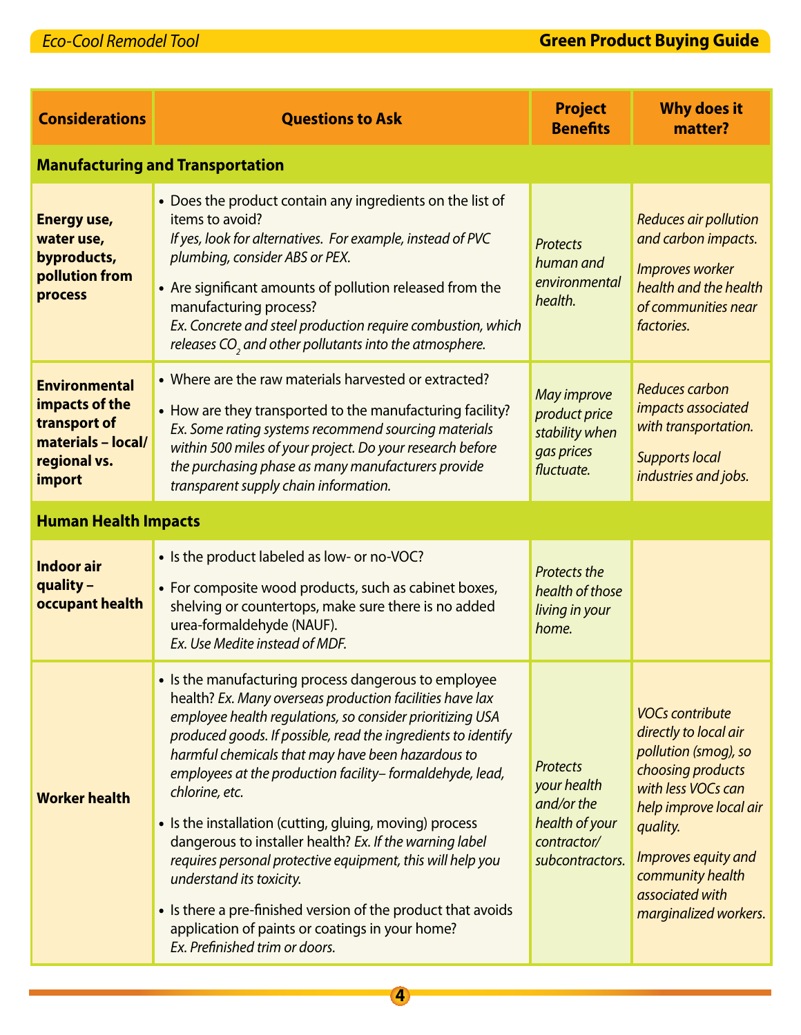| Considerations | Questions to Ask | Project Benefits | Why does it matter? |
|---|---|---|---|
| **Manufacturing and Transportation** | | | |
| **Energy use, water use, byproducts, pollution from process** | • Does the product contain any ingredients on the list of items to avoid? *If yes, look for alternatives. For example, instead of PVC plumbing, consider ABS or PEX.* <br> • Are significant amounts of pollution released from the manufacturing process? *Ex. Concrete and steel production require combustion, which releases $CO_2$ and other pollutants into the atmosphere.* | *Protects human and environmental health.* | *Reduces air pollution and carbon impacts.* <br> *Improves worker health and the health of communities near factories.* |
| **Environmental impacts of the transport of materials – local/ regional vs. import** | • Where are the raw materials harvested or extracted? <br> • How are they transported to the manufacturing facility? *Ex. Some rating systems recommend sourcing materials within 500 miles of your project. Do your research before the purchasing phase as many manufacturers provide transparent supply chain information.* | *May improve product price stability when gas prices fluctuate.* | *Reduces carbon impacts associated with transportation.* <br> *Supports local industries and jobs.* |
| **Human Health Impacts** | | | |
| **Indoor air quality – occupant health** | • Is the product labeled as low- or no-VOC? <br> • For composite wood products, such as cabinet boxes, shelving or countertops, make sure there is no added urea-formaldehyde (NAUF). *Ex. Use Medite instead of MDF.* | *Protects the health of those living in your home.* | |
| **Worker health** | • Is the manufacturing process dangerous to employee health? *Ex. Many overseas production facilities have lax employee health regulations, so consider prioritizing USA produced goods. If possible, read the ingredients to identify harmful chemicals that may have been hazardous to employees at the production facility– formaldehyde, lead, chlorine, etc.* <br> • Is the installation (cutting, gluing, moving) process dangerous to installer health? *Ex. If the warning label requires personal protective equipment, this will help you understand its toxicity.* <br> • Is there a pre-finished version of the product that avoids application of paints or coatings in your home? *Ex. Prefinished trim or doors.* | *Protects your health and/or the health of your contractor/ subcontractors.* | *VOCs contribute directly to local air pollution (smog), so choosing products with less VOCs can help improve local air quality.* <br> *Improves equity and community health associated with marginalized workers.* |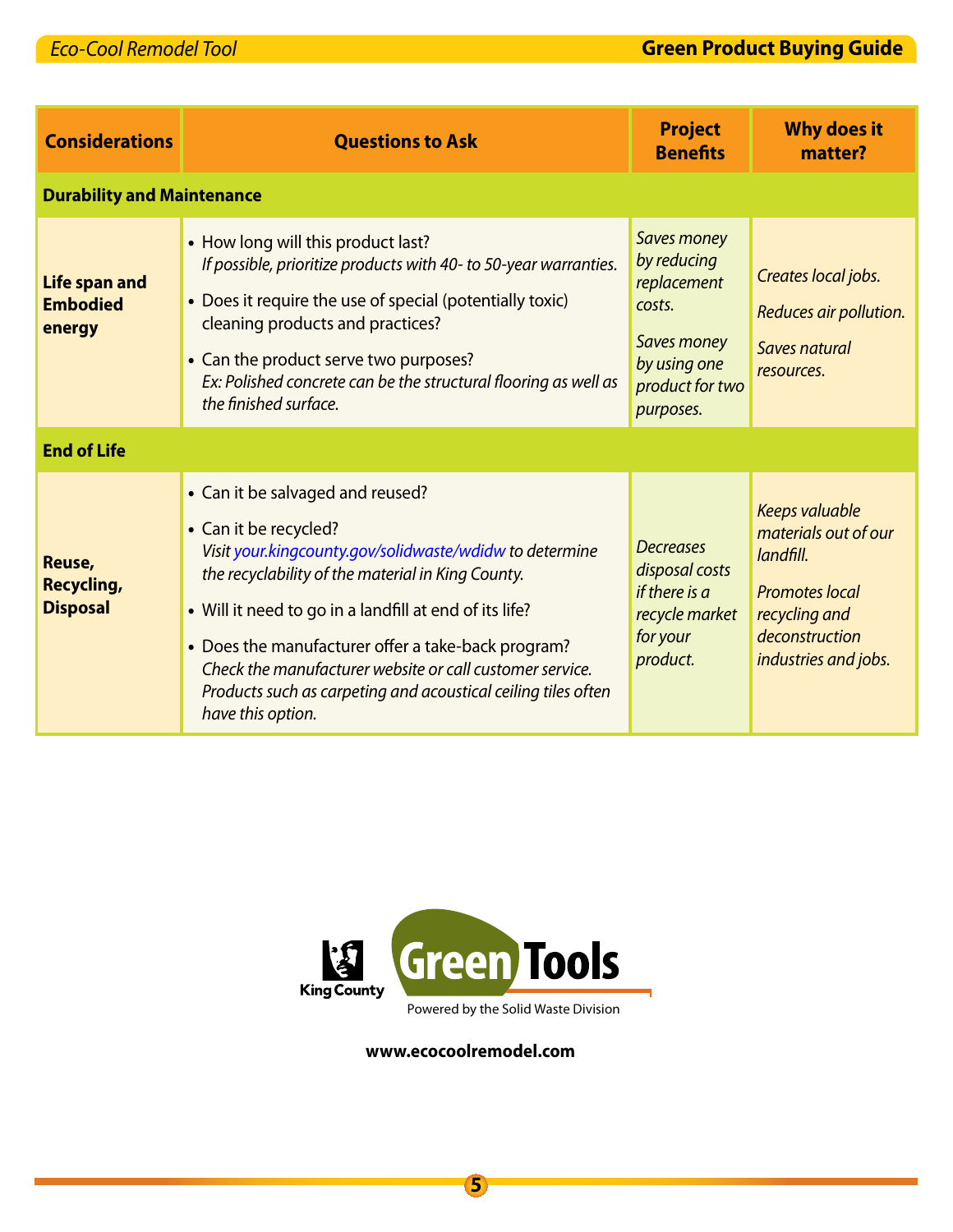| Considerations | Questions to Ask | Project Benefits | Why does it matter? |
|---|---|---|---|
| **Durability and Maintenance** | | | |
| **Life span and Embodied energy** | • How long will this product last? *If possible, prioritize products with 40- to 50-year warranties.* <br> • Does it require the use of special (potentially toxic) cleaning products and practices? <br> • Can the product serve two purposes? *Ex: Polished concrete can be the structural flooring as well as the finished surface.* | *Saves money by reducing replacement costs.* <br> *Saves money by using one product for two purposes.* | *Creates local jobs.* <br> *Reduces air pollution.* <br> *Saves natural resources.* |
| **End of Life** | | | |
| **Reuse, Recycling, Disposal** | • Can it be salvaged and reused? <br> • Can it be recycled? *Visit your.kingcounty.gov/solidwaste/wdidw to determine the recyclability of the material in King County.* <br> • Will it need to go in a landfill at end of its life? <br> • Does the manufacturer offer a take-back program? *Check the manufacturer website or call customer service. Products such as carpeting and acoustical ceiling tiles often have this option.* | *Decreases disposal costs if there is a recycle market for your product.* | *Keeps valuable materials out of our landfill.* <br> *Promotes local recycling and deconstruction industries and jobs.* |

King County Green Tools

Powered by the Solid Waste Division

**www.ecocoolremodel.com**